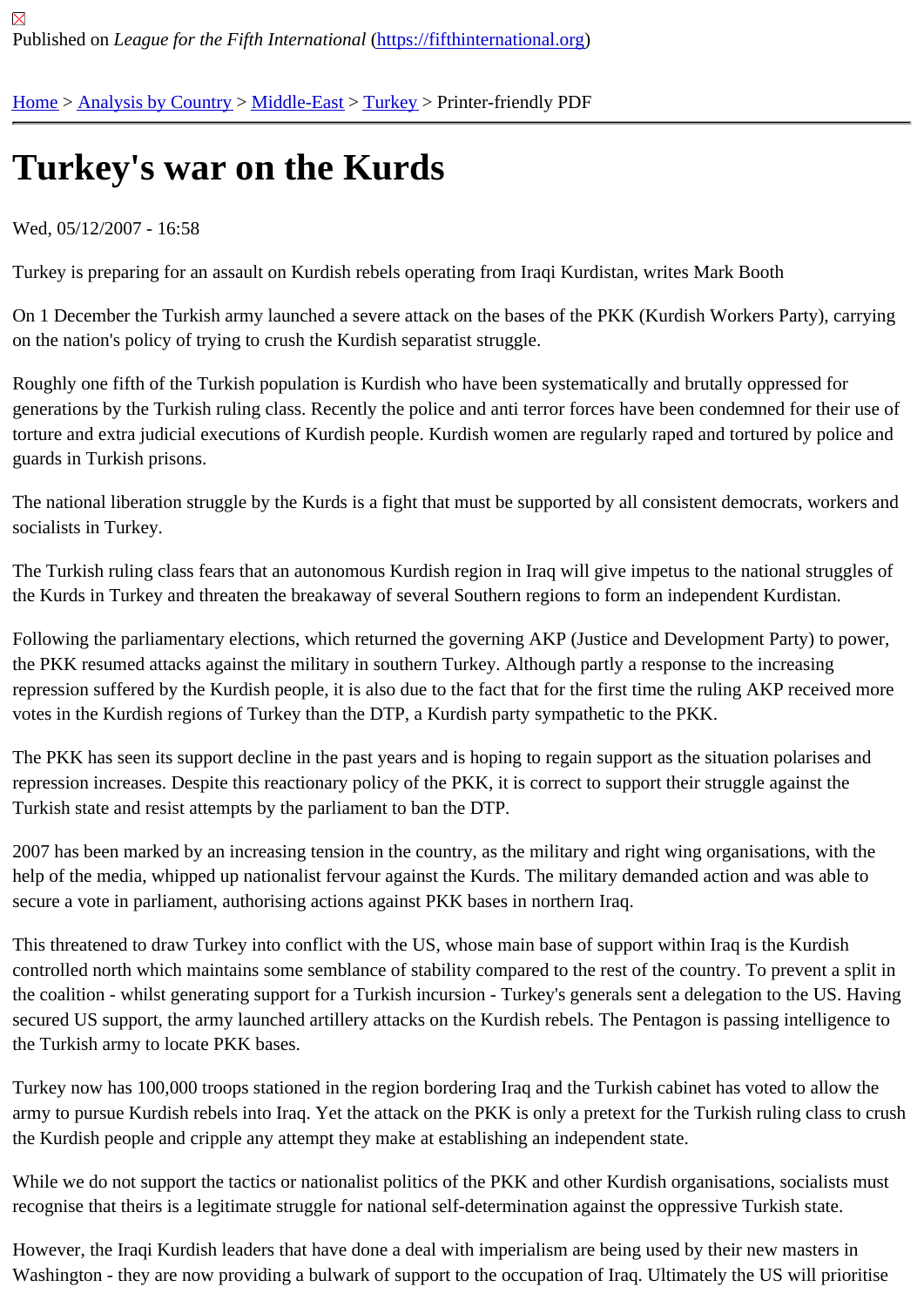Published on *League for the Fifth International* (https://fifthinternational.org)

Home > Analysis by Country > Middle-East > Turkey > Printer-friendly PDF

# Turkey's war on the Kurds

Wed, 05/12/2007 - 16:58

Turkey is preparing for an assault on Kurdish rebels operating from Iraqi Kurdistan, writes Mark Booth

On 1 December the Turkish army launched a severe attack on the bases of the PKK (Kurdish Workers Party), carrying on the nation's policy of trying to crush the Kurdish separatist struggle.

Roughly one fifth of the Turkish population is Kurdish who have been systematically and brutally oppressed for generations by the Turkish ruling class. Recently the police and anti terror forces have been condemned for their use of torture and extra judicial executions of Kurdish people. Kurdish women are regularly raped and tortured by police and guards in Turkish prisons.

The national liberation struggle by the Kurds is a fight that must be supported by all consistent democrats, workers and socialists in Turkey.

The Turkish ruling class fears that an autonomous Kurdish region in Iraq will give impetus to the national struggles of the Kurds in Turkey and threaten the breakaway of several Southern regions to form an independent Kurdistan.

Following the parliamentary elections, which returned the governing AKP (Justice and Development Party) to power, the PKK resumed attacks against the military in southern Turkey. Although partly a response to the increasing repression suffered by the Kurdish people, it is also due to the fact that for the first time the ruling AKP received more votes in the Kurdish regions of Turkey than the DTP, a Kurdish party sympathetic to the PKK.

The PKK has seen its support decline in the past years and is hoping to regain support as the situation polarises and repression increases. Despite this reactionary policy of the PKK, it is correct to support their struggle against the Turkish state and resist attempts by the parliament to ban the DTP.

2007 has been marked by an increasing tension in the country, as the military and right wing organisations, with the help of the media, whipped up nationalist fervour against the Kurds. The military demanded action and was able to secure a vote in parliament, authorising actions against PKK bases in northern Iraq.

This threatened to draw Turkey into conflict with the US, whose main base of support within Iraq is the Kurdish controlled north which maintains some semblance of stability compared to the rest of the country. To prevent a split in the coalition - whilst generating support for a Turkish incursion - Turkey's generals sent a delegation to the US. Having secured US support, the army launched artillery attacks on the Kurdish rebels. The Pentagon is passing intelligence to the Turkish army to locate PKK bases.

Turkey now has 100,000 troops stationed in the region bordering Iraq and the Turkish cabinet has voted to allow the army to pursue Kurdish rebels into Iraq. Yet the attack on the PKK is only a pretext for the Turkish ruling class to crush the Kurdish people and cripple any attempt they make at establishing an independent state.

While we do not support the tactics or nationalist politics of the PKK and other Kurdish organisations, socialists must recognise that theirs is a legitimate struggle for national self-determination against the oppressive Turkish state.

However, the Iraqi Kurdish leaders that have done a deal with imperialism are being used by their new masters in Washington - they are now providing a bulwark of support to the occupation of Iraq. Ultimately the US will prioritise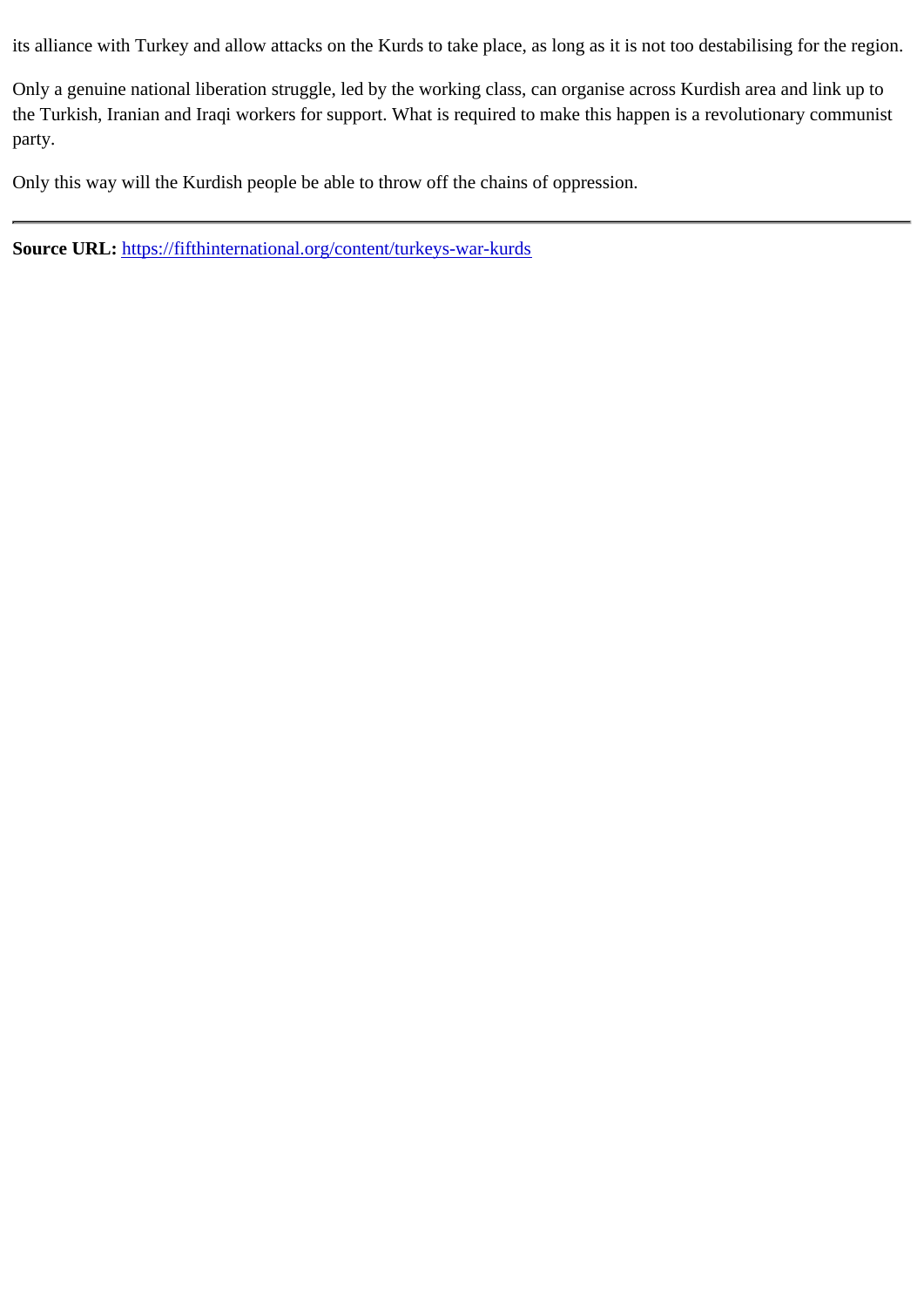its alliance with Turkey and allow attacks on the Kurds to take place, as long as it is not too destabilising for the region.

Only a genuine national liberation struggle, led by the working class, can organise across Kurdish area and link up to the Turkish, Iranian and Iraqi workers for support. What is required to make this happen is a revolutionary communist party.

Only this way will the Kurdish people be able to throw off the chains of oppression.

---

**Source URL:** https://fifthinternational.org/content/turkeys-war-kurds